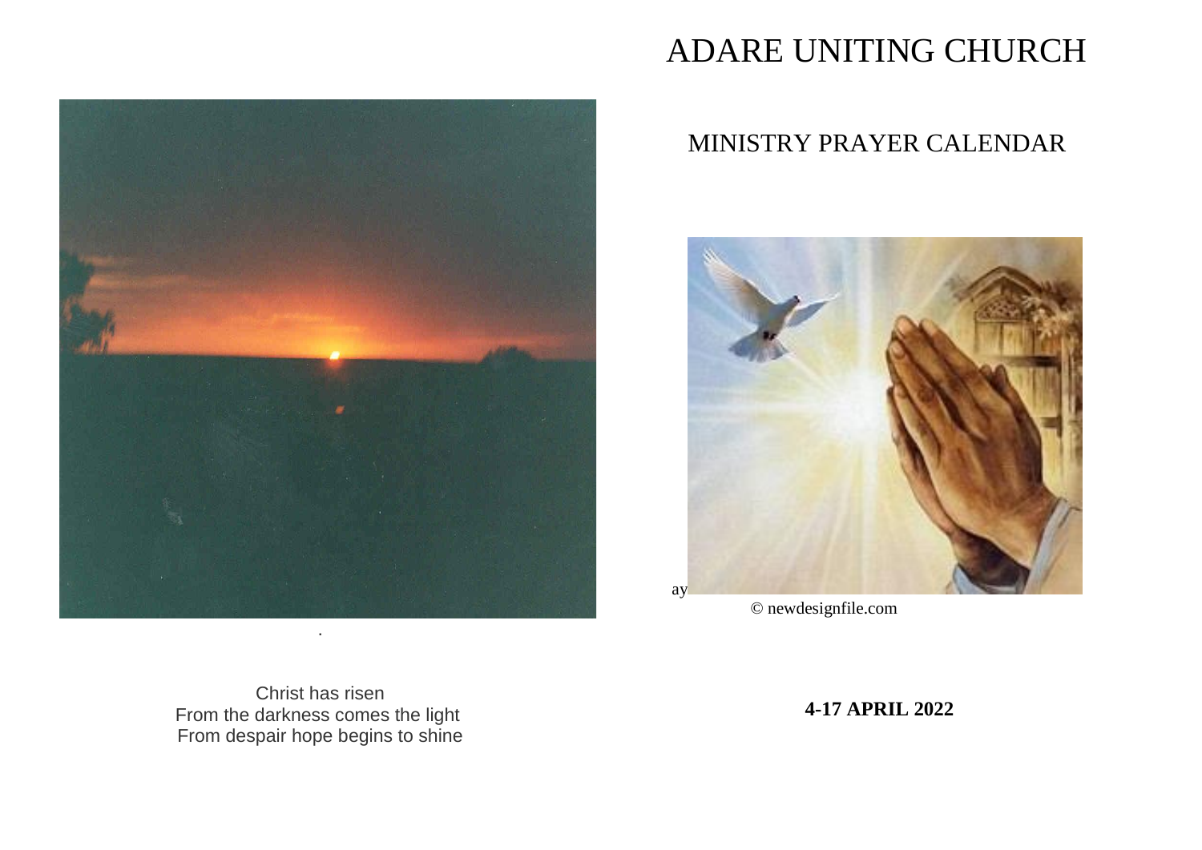Christ has risen
From the darkness comes the light
From despair hope begins to shine

# ADARE UNITING CHURCH

## MINISTRY PRAYER CALENDAR

ay

© newdesignfile.com

**4-17 APRIL 2022**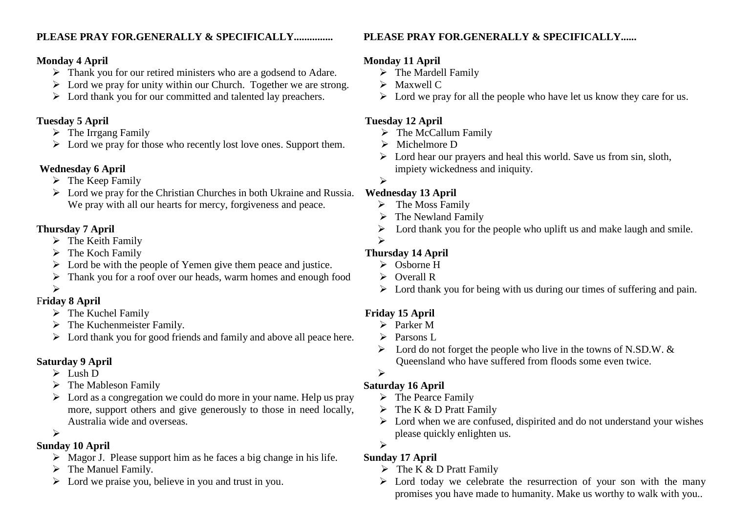**PLEASE PRAY FOR.GENERALLY & SPECIFICALLY...............**

**Monday 4 April**

- Thank you for our retired ministers who are a godsend to Adare.
- Lord we pray for unity within our Church. Together we are strong.
- Lord thank you for our committed and talented lay preachers.

**Tuesday 5 April**

- The Irrgang Family
- Lord we pray for those who recently lost love ones. Support them.

**Wednesday 6 April**

- The Keep Family
- Lord we pray for the Christian Churches in both Ukraine and Russia. We pray with all our hearts for mercy, forgiveness and peace.

**Thursday 7 April**

- The Keith Family
- The Koch Family
- Lord be with the people of Yemen give them peace and justice.
- Thank you for a roof over our heads, warm homes and enough food

**Friday 8 April**

- The Kuchel Family
- The Kuchenmeister Family.
- Lord thank you for good friends and family and above all peace here.

**Saturday 9 April**

- Lush D
- The Mableson Family
- Lord as a congregation we could do more in your name. Help us pray more, support others and give generously to those in need locally, Australia wide and overseas.

**Sunday 10 April**

- Magor J. Please support him as he faces a big change in his life.
- The Manuel Family.
- Lord we praise you, believe in you and trust in you.

**PLEASE PRAY FOR.GENERALLY & SPECIFICALLY......**

**Monday 11 April**

- The Mardell Family
- Maxwell C
- Lord we pray for all the people who have let us know they care for us.

**Tuesday 12 April**

- The McCallum Family
- Michelmore D
- Lord hear our prayers and heal this world. Save us from sin, sloth, impiety wickedness and iniquity.

**Wednesday 13 April**

- The Moss Family
- The Newland Family
- Lord thank you for the people who uplift us and make laugh and smile.

**Thursday 14 April**

- Osborne H
- Overall R
- Lord thank you for being with us during our times of suffering and pain.

**Friday 15 April**

- Parker M
- Parsons L
- Lord do not forget the people who live in the towns of N.SD.W. & Queensland who have suffered from floods some even twice.

**Saturday 16 April**

- The Pearce Family
- The K & D Pratt Family
- Lord when we are confused, dispirited and do not understand your wishes please quickly enlighten us.

**Sunday 17 April**

- The K & D Pratt Family
- Lord today we celebrate the resurrection of your son with the many promises you have made to humanity. Make us worthy to walk with you..